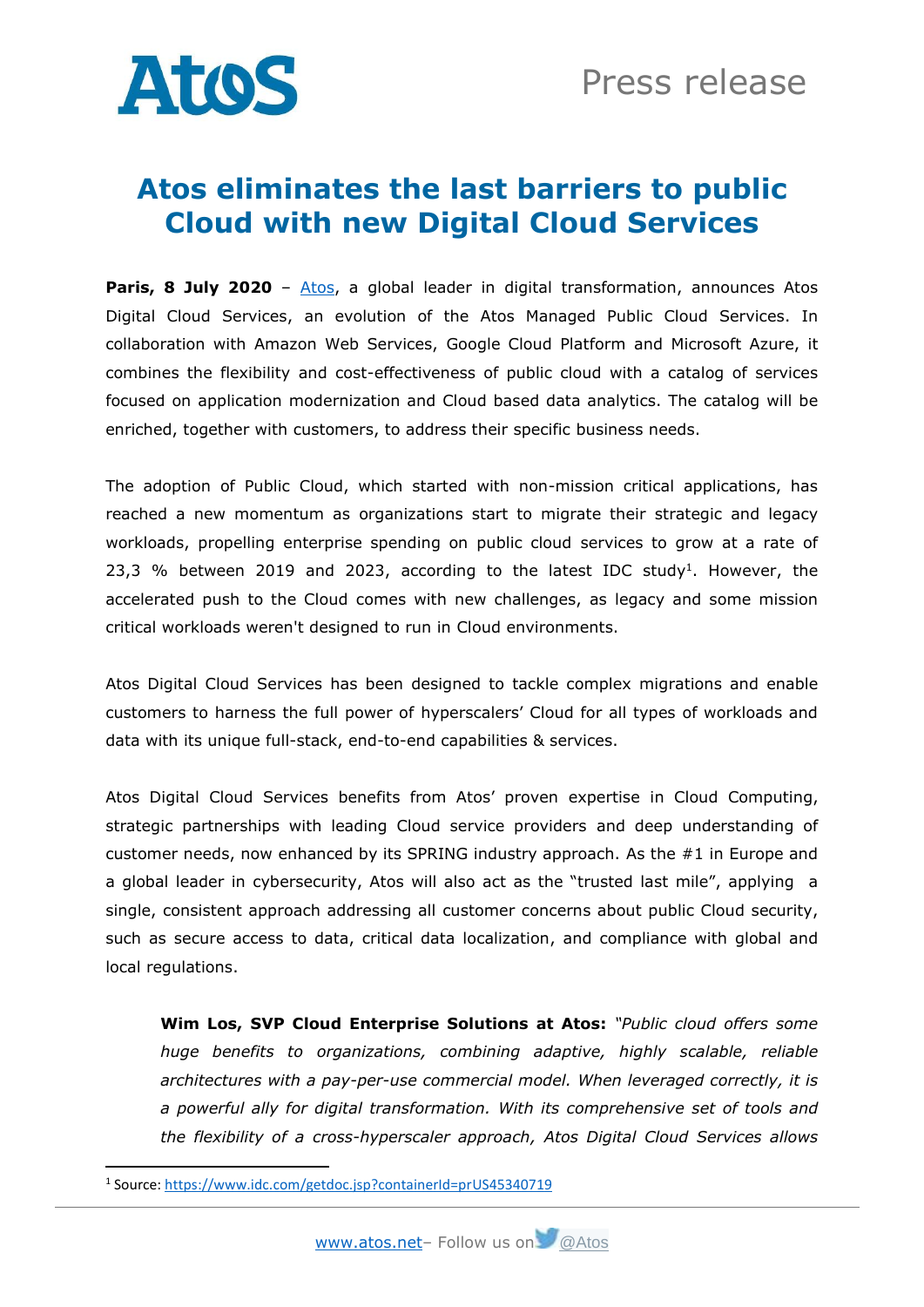# Atos eliminates the last barriers to public Cloud with new Digital Cloud Services

**Paris, 8 July 2020** – Atos, a global leader in digital transformation, announces Atos Digital Cloud Services, an evolution of the Atos Managed Public Cloud Services. In collaboration with Amazon Web Services, Google Cloud Platform and Microsoft Azure, it combines the flexibility and cost-effectiveness of public cloud with a catalog of services focused on application modernization and Cloud based data analytics. The catalog will be enriched, together with customers, to address their specific business needs.

The adoption of Public Cloud, which started with non-mission critical applications, has reached a new momentum as organizations start to migrate their strategic and legacy workloads, propelling enterprise spending on public cloud services to grow at a rate of 23,3 % between 2019 and 2023, according to the latest IDC study[1]. However, the accelerated push to the Cloud comes with new challenges, as legacy and some mission critical workloads weren't designed to run in Cloud environments.

Atos Digital Cloud Services has been designed to tackle complex migrations and enable customers to harness the full power of hyperscalers' Cloud for all types of workloads and data with its unique full-stack, end-to-end capabilities & services.

Atos Digital Cloud Services benefits from Atos' proven expertise in Cloud Computing, strategic partnerships with leading Cloud service providers and deep understanding of customer needs, now enhanced by its SPRING industry approach. As the #1 in Europe and a global leader in cybersecurity, Atos will also act as the "trusted last mile", applying a single, consistent approach addressing all customer concerns about public Cloud security, such as secure access to data, critical data localization, and compliance with global and local regulations.

> **Wim Los, SVP Cloud Enterprise Solutions at Atos:** *"Public cloud offers some huge benefits to organizations, combining adaptive, highly scalable, reliable architectures with a pay-per-use commercial model. When leveraged correctly, it is a powerful ally for digital transformation. With its comprehensive set of tools and the flexibility of a cross-hyperscaler approach, Atos Digital Cloud Services allows*

[1] Source: https://www.idc.com/getdoc.jsp?containerId=prUS45340719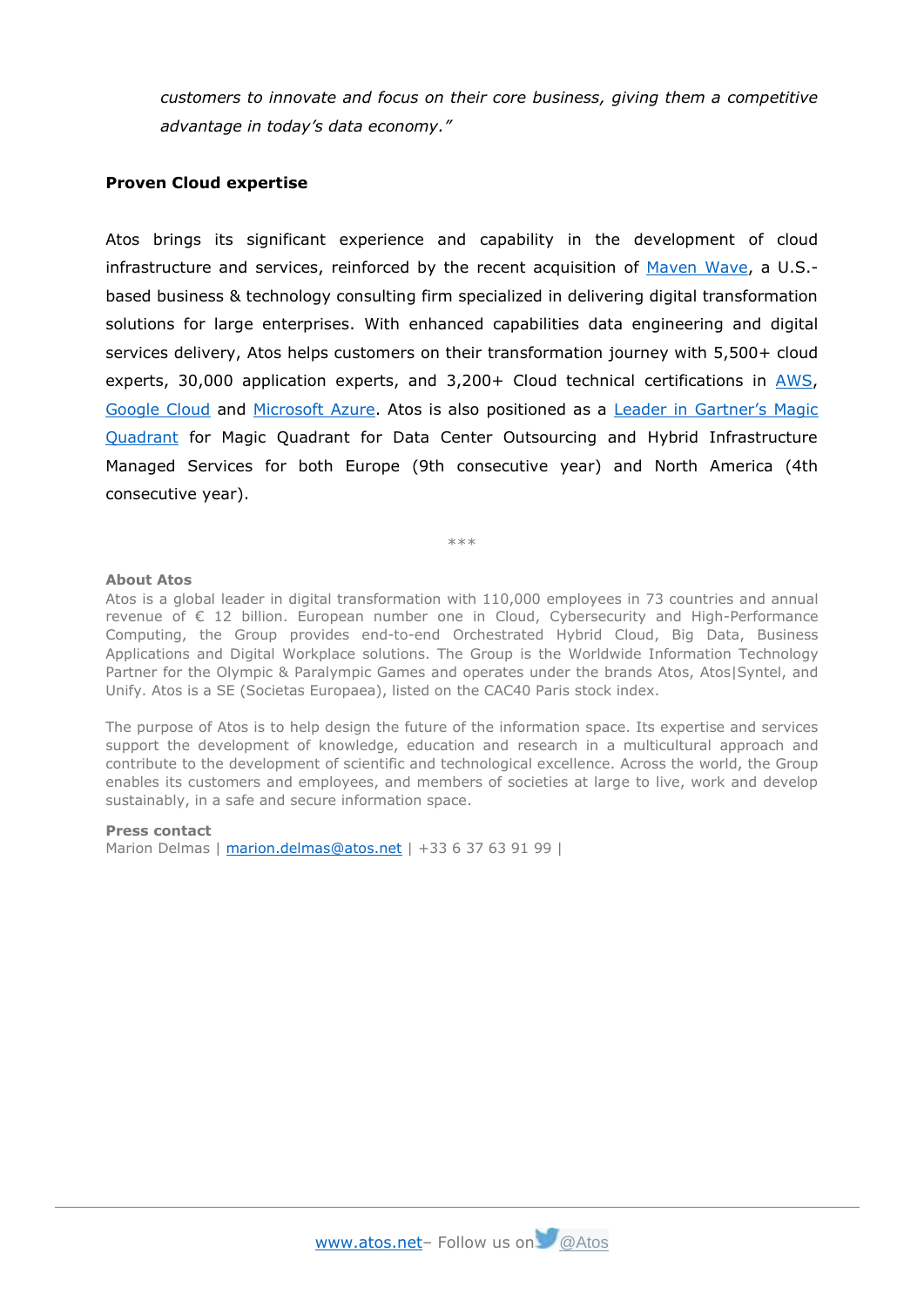*customers to innovate and focus on their core business, giving them a competitive advantage in today's data economy."*

**Proven Cloud expertise**

Atos brings its significant experience and capability in the development of cloud infrastructure and services, reinforced by the recent acquisition of Maven Wave, a U.S.-based business & technology consulting firm specialized in delivering digital transformation solutions for large enterprises. With enhanced capabilities data engineering and digital services delivery, Atos helps customers on their transformation journey with 5,500+ cloud experts, 30,000 application experts, and 3,200+ Cloud technical certifications in AWS, Google Cloud and Microsoft Azure. Atos is also positioned as a Leader in Gartner's Magic Quadrant for Magic Quadrant for Data Center Outsourcing and Hybrid Infrastructure Managed Services for both Europe (9th consecutive year) and North America (4th consecutive year).

***

**About Atos**

Atos is a global leader in digital transformation with 110,000 employees in 73 countries and annual revenue of € 12 billion. European number one in Cloud, Cybersecurity and High-Performance Computing, the Group provides end-to-end Orchestrated Hybrid Cloud, Big Data, Business Applications and Digital Workplace solutions. The Group is the Worldwide Information Technology Partner for the Olympic & Paralympic Games and operates under the brands Atos, Atos|Syntel, and Unify. Atos is a SE (Societas Europaea), listed on the CAC40 Paris stock index.

The purpose of Atos is to help design the future of the information space. Its expertise and services support the development of knowledge, education and research in a multicultural approach and contribute to the development of scientific and technological excellence. Across the world, the Group enables its customers and employees, and members of societies at large to live, work and develop sustainably, in a safe and secure information space.

**Press contact**

Marion Delmas | marion.delmas@atos.net | +33 6 37 63 91 99 |

www.atos.net– Follow us on @Atos